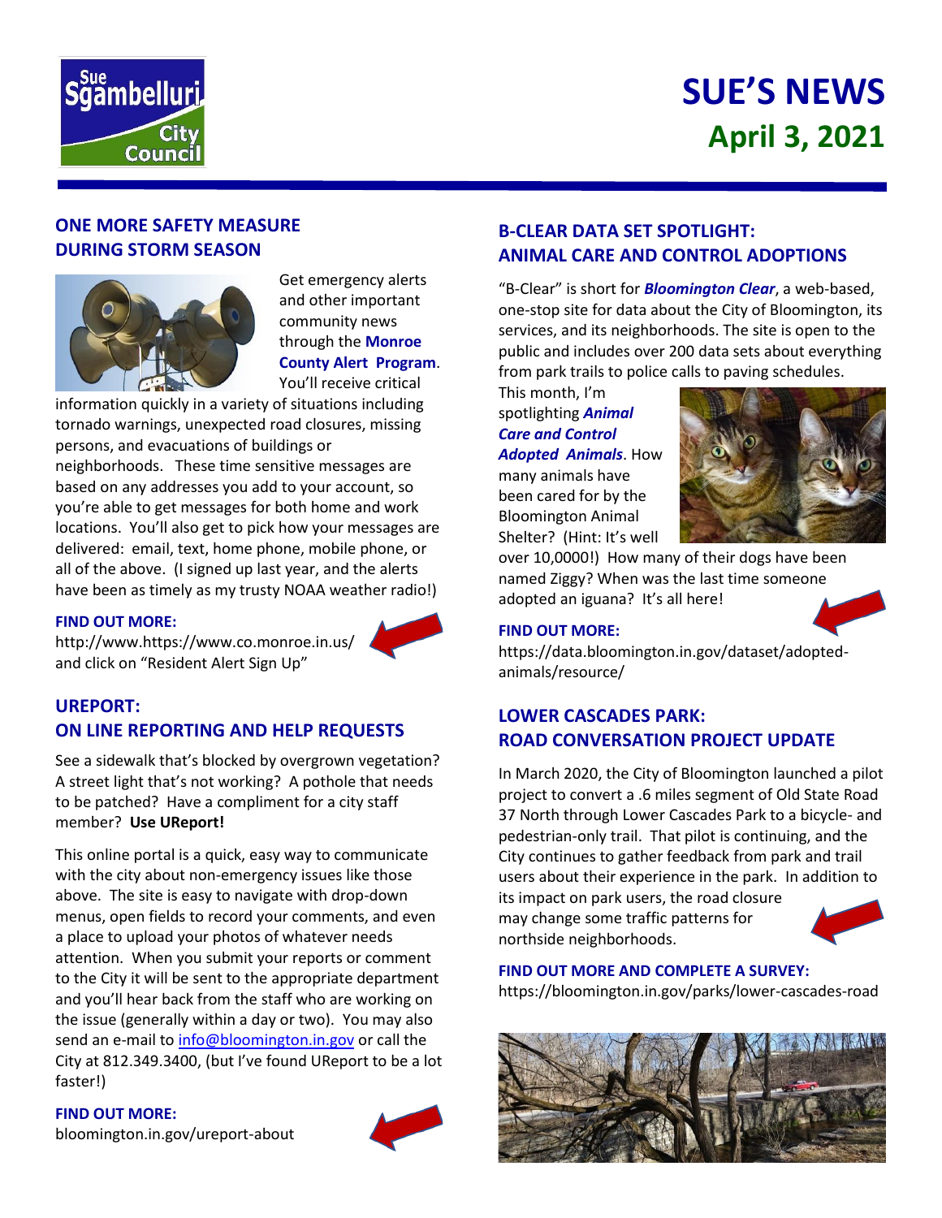# SUE'S NEWS

## April 3, 2021

### ONE MORE SAFETY MEASURE DURING STORM SEASON

Get emergency alerts and other important community news through the **Monroe County Alert Program**. You'll receive critical information quickly in a variety of situations including tornado warnings, unexpected road closures, missing persons, and evacuations of buildings or neighborhoods. These time sensitive messages are based on any addresses you add to your account, so you're able to get messages for both home and work locations. You'll also get to pick how your messages are delivered: email, text, home phone, mobile phone, or all of the above. (I signed up last year, and the alerts have been as timely as my trusty NOAA weather radio!)

**FIND OUT MORE:**
http://www.https://www.co.monroe.in.us/ and click on "Resident Alert Sign Up"

### UREPORT: ON LINE REPORTING AND HELP REQUESTS

See a sidewalk that's blocked by overgrown vegetation? A street light that's not working? A pothole that needs to be patched? Have a compliment for a city staff member? **Use UReport!**

This online portal is a quick, easy way to communicate with the city about non-emergency issues like those above. The site is easy to navigate with drop-down menus, open fields to record your comments, and even a place to upload your photos of whatever needs attention. When you submit your reports or comment to the City it will be sent to the appropriate department and you'll hear back from the staff who are working on the issue (generally within a day or two). You may also send an e-mail to info@bloomington.in.gov or call the City at 812.349.3400, (but I've found UReport to be a lot faster!)

**FIND OUT MORE:**
bloomington.in.gov/ureport-about

### B-CLEAR DATA SET SPOTLIGHT: ANIMAL CARE AND CONTROL ADOPTIONS

"B-Clear" is short for ***Bloomington Clear***, a web-based, one-stop site for data about the City of Bloomington, its services, and its neighborhoods. The site is open to the public and includes over 200 data sets about everything from park trails to police calls to paving schedules.

This month, I'm spotlighting ***Animal Care and Control Adopted Animals***. How many animals have been cared for by the Bloomington Animal Shelter? (Hint: It's well over 10,0000!) How many of their dogs have been named Ziggy? When was the last time someone adopted an iguana? It's all here!

**FIND OUT MORE:**
https://data.bloomington.in.gov/dataset/adopted-animals/resource/

### LOWER CASCADES PARK: ROAD CONVERSATION PROJECT UPDATE

In March 2020, the City of Bloomington launched a pilot project to convert a .6 miles segment of Old State Road 37 North through Lower Cascades Park to a bicycle- and pedestrian-only trail. That pilot is continuing, and the City continues to gather feedback from park and trail users about their experience in the park. In addition to its impact on park users, the road closure may change some traffic patterns for northside neighborhoods.

**FIND OUT MORE AND COMPLETE A SURVEY:**
https://bloomington.in.gov/parks/lower-cascades-road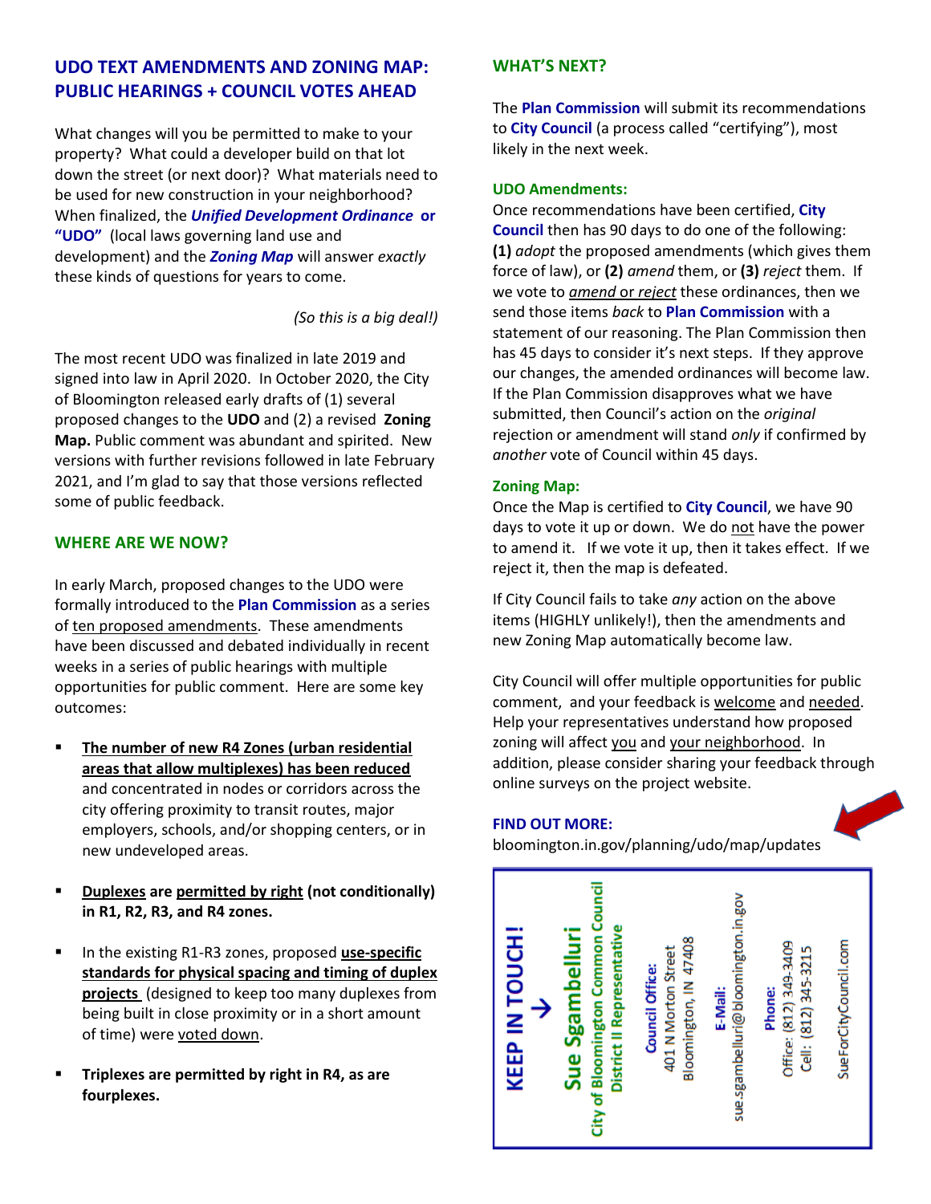## UDO TEXT AMENDMENTS AND ZONING MAP: PUBLIC HEARINGS + COUNCIL VOTES AHEAD

What changes will you be permitted to make to your property? What could a developer build on that lot down the street (or next door)? What materials need to be used for new construction in your neighborhood? When finalized, the ***Unified Development Ordinance* or "UDO"** (local laws governing land use and development) and the ***Zoning Map*** will answer *exactly* these kinds of questions for years to come.

*(So this is a big deal!)*

The most recent UDO was finalized in late 2019 and signed into law in April 2020. In October 2020, the City of Bloomington released early drafts of (1) several proposed changes to the **UDO** and (2) a revised **Zoning Map.** Public comment was abundant and spirited. New versions with further revisions followed in late February 2021, and I'm glad to say that those versions reflected some of public feedback.

### WHERE ARE WE NOW?

In early March, proposed changes to the UDO were formally introduced to the **Plan Commission** as a series of ten proposed amendments. These amendments have been discussed and debated individually in recent weeks in a series of public hearings with multiple opportunities for public comment. Here are some key outcomes:

- **The number of new R4 Zones (urban residential areas that allow multiplexes) has been reduced** and concentrated in nodes or corridors across the city offering proximity to transit routes, major employers, schools, and/or shopping centers, or in new undeveloped areas.
- **Duplexes are permitted by right (not conditionally) in R1, R2, R3, and R4 zones.**
- In the existing R1-R3 zones, proposed **use-specific standards for physical spacing and timing of duplex projects** (designed to keep too many duplexes from being built in close proximity or in a short amount of time) were voted down.
- **Triplexes are permitted by right in R4, as are fourplexes.**

### WHAT'S NEXT?

The **Plan Commission** will submit its recommendations to **City Council** (a process called "certifying"), most likely in the next week.

#### UDO Amendments:

Once recommendations have been certified, **City Council** then has 90 days to do one of the following: **(1)** *adopt* the proposed amendments (which gives them force of law), or **(2)** *amend* them, or **(3)** *reject* them. If we vote to *amend or reject* these ordinances, then we send those items *back* to **Plan Commission** with a statement of our reasoning. The Plan Commission then has 45 days to consider it's next steps. If they approve our changes, the amended ordinances will become law. If the Plan Commission disapproves what we have submitted, then Council's action on the *original* rejection or amendment will stand *only* if confirmed by *another* vote of Council within 45 days.

#### Zoning Map:

Once the Map is certified to **City Council**, we have 90 days to vote it up or down. We do not have the power to amend it. If we vote it up, then it takes effect. If we reject it, then the map is defeated.

If City Council fails to take *any* action on the above items (HIGHLY unlikely!), then the amendments and new Zoning Map automatically become law.

City Council will offer multiple opportunities for public comment, and your feedback is welcome and needed. Help your representatives understand how proposed zoning will affect you and your neighborhood. In addition, please consider sharing your feedback through online surveys on the project website.

**FIND OUT MORE:**

bloomington.in.gov/planning/udo/map/updates

**KEEP IN TOUCH! →**

**Sue Sgambelluri**
**City of Bloomington Common Council**
**District II Representative**

**Council Office:**
401 N Morton Street
Bloomington, IN 47408

**E-Mail:**
sue.sgambelluri@bloomington.in.gov

**Phone:**
Office: (812) 349-3409
Cell: (812) 345-3215

SueForCityCouncil.com